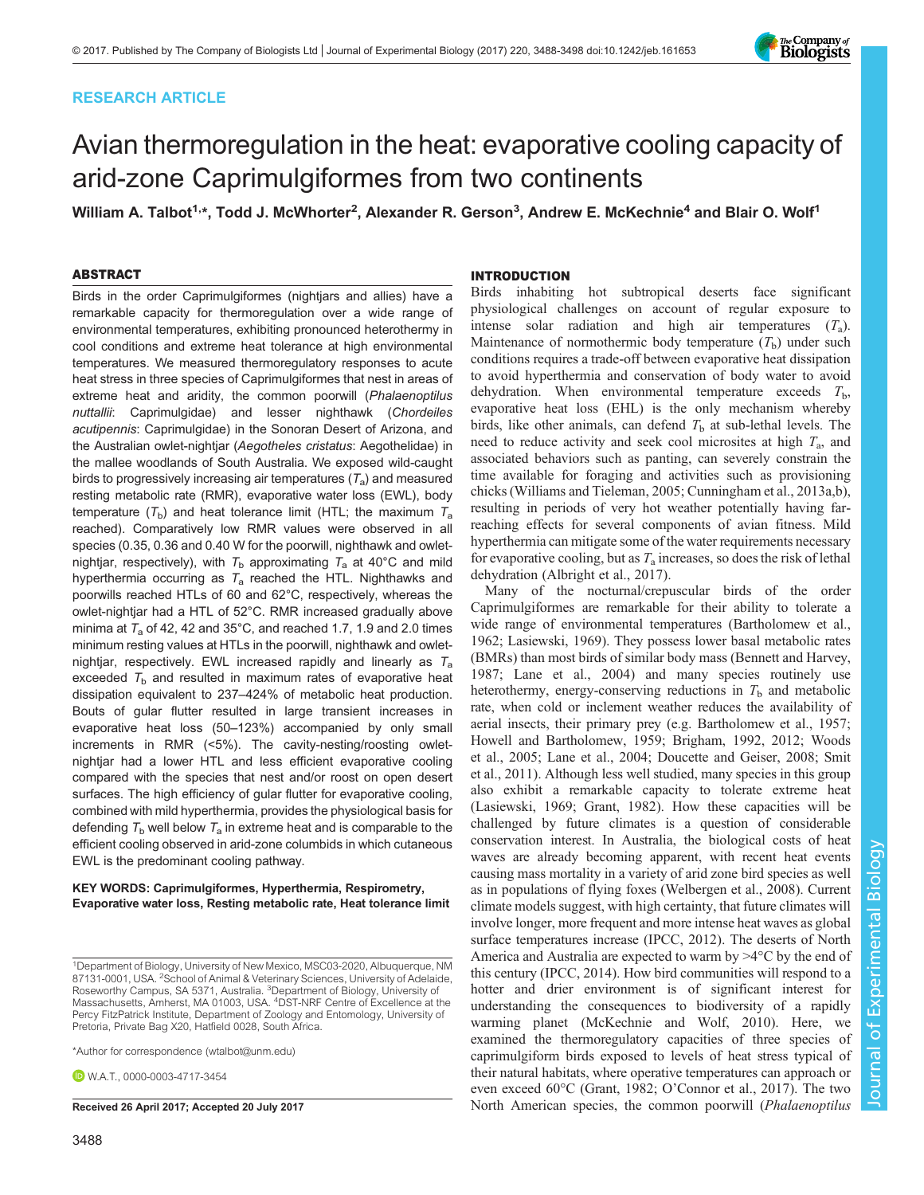RESEARCH ARTICLE

# Avian thermoregulation in the heat: evaporative cooling capacity of arid-zone Caprimulgiformes from two continents

**William A. Talbot[1,*], Todd J. McWhorter[2], Alexander R. Gerson[3], Andrew E. McKechnie[4] and Blair O. Wolf[1]**

## ABSTRACT

Birds in the order Caprimulgiformes (nightjars and allies) have a remarkable capacity for thermoregulation over a wide range of environmental temperatures, exhibiting pronounced heterothermy in cool conditions and extreme heat tolerance at high environmental temperatures. We measured thermoregulatory responses to acute heat stress in three species of Caprimulgiformes that nest in areas of extreme heat and aridity, the common poorwill (*Phalaenoptilus nuttallii*: Caprimulgidae) and lesser nighthawk (*Chordeiles acutipennis*: Caprimulgidae) in the Sonoran Desert of Arizona, and the Australian owlet-nightjar (*Aegotheles cristatus*: Aegothelidae) in the mallee woodlands of South Australia. We exposed wild-caught birds to progressively increasing air temperatures ($T_a$) and measured resting metabolic rate (RMR), evaporative water loss (EWL), body temperature ($T_b$) and heat tolerance limit (HTL; the maximum $T_a$ reached). Comparatively low RMR values were observed in all species (0.35, 0.36 and 0.40 W for the poorwill, nighthawk and owlet-nightjar, respectively), with $T_b$ approximating $T_a$ at 40°C and mild hyperthermia occurring as $T_a$ reached the HTL. Nighthawks and poorwills reached HTLs of 60 and 62°C, respectively, whereas the owlet-nightjar had a HTL of 52°C. RMR increased gradually above minima at $T_a$ of 42, 42 and 35°C, and reached 1.7, 1.9 and 2.0 times minimum resting values at HTLs in the poorwill, nighthawk and owlet-nightjar, respectively. EWL increased rapidly and linearly as $T_a$ exceeded $T_b$ and resulted in maximum rates of evaporative heat dissipation equivalent to 237–424% of metabolic heat production. Bouts of gular flutter resulted in large transient increases in evaporative heat loss (50–123%) accompanied by only small increments in RMR (<5%). The cavity-nesting/roosting owlet-nightjar had a lower HTL and less efficient evaporative cooling compared with the species that nest and/or roost on open desert surfaces. The high efficiency of gular flutter for evaporative cooling, combined with mild hyperthermia, provides the physiological basis for defending $T_b$ well below $T_a$ in extreme heat and is comparable to the efficient cooling observed in arid-zone columbids in which cutaneous EWL is the predominant cooling pathway.

**KEY WORDS: Caprimulgiformes, Hyperthermia, Respirometry, Evaporative water loss, Resting metabolic rate, Heat tolerance limit**

[1]Department of Biology, University of New Mexico, MSC03-2020, Albuquerque, NM 87131-0001, USA. [2]School of Animal & Veterinary Sciences, University of Adelaide, Roseworthy Campus, SA 5371, Australia. [3]Department of Biology, University of Massachusetts, Amherst, MA 01003, USA. [4]DST-NRF Centre of Excellence at the Percy FitzPatrick Institute, Department of Zoology and Entomology, University of Pretoria, Private Bag X20, Hatfield 0028, South Africa.

*Author for correspondence (wtalbot@unm.edu)

W.A.T., 0000-0003-4717-3454

**Received 26 April 2017; Accepted 20 July 2017**

## INTRODUCTION

Birds inhabiting hot subtropical deserts face significant physiological challenges on account of regular exposure to intense solar radiation and high air temperatures ($T_a$). Maintenance of normothermic body temperature ($T_b$) under such conditions requires a trade-off between evaporative heat dissipation to avoid hyperthermia and conservation of body water to avoid dehydration. When environmental temperature exceeds $T_b$, evaporative heat loss (EHL) is the only mechanism whereby birds, like other animals, can defend $T_b$ at sub-lethal levels. The need to reduce activity and seek cool microsites at high $T_a$, and associated behaviors such as panting, can severely constrain the time available for foraging and activities such as provisioning chicks (Williams and Tieleman, 2005; Cunningham et al., 2013a,b), resulting in periods of very hot weather potentially having far-reaching effects for several components of avian fitness. Mild hyperthermia can mitigate some of the water requirements necessary for evaporative cooling, but as $T_a$ increases, so does the risk of lethal dehydration (Albright et al., 2017).

Many of the nocturnal/crepuscular birds of the order Caprimulgiformes are remarkable for their ability to tolerate a wide range of environmental temperatures (Bartholomew et al., 1962; Lasiewski, 1969). They possess lower basal metabolic rates (BMRs) than most birds of similar body mass (Bennett and Harvey, 1987; Lane et al., 2004) and many species routinely use heterothermy, energy-conserving reductions in $T_b$ and metabolic rate, when cold or inclement weather reduces the availability of aerial insects, their primary prey (e.g. Bartholomew et al., 1957; Howell and Bartholomew, 1959; Brigham, 1992, 2012; Woods et al., 2005; Lane et al., 2004; Doucette and Geiser, 2008; Smit et al., 2011). Although less well studied, many species in this group also exhibit a remarkable capacity to tolerate extreme heat (Lasiewski, 1969; Grant, 1982). How these capacities will be challenged by future climates is a question of considerable conservation interest. In Australia, the biological costs of heat waves are already becoming apparent, with recent heat events causing mass mortality in a variety of arid zone bird species as well as in populations of flying foxes (Welbergen et al., 2008). Current climate models suggest, with high certainty, that future climates will involve longer, more frequent and more intense heat waves as global surface temperatures increase (IPCC, 2012). The deserts of North America and Australia are expected to warm by >4°C by the end of this century (IPCC, 2014). How bird communities will respond to a hotter and drier environment is of significant interest for understanding the consequences to biodiversity of a rapidly warming planet (McKechnie and Wolf, 2010). Here, we examined the thermoregulatory capacities of three species of caprimulgiform birds exposed to levels of heat stress typical of their natural habitats, where operative temperatures can approach or even exceed 60°C (Grant, 1982; O'Connor et al., 2017). The two North American species, the common poorwill (*Phalaenoptilus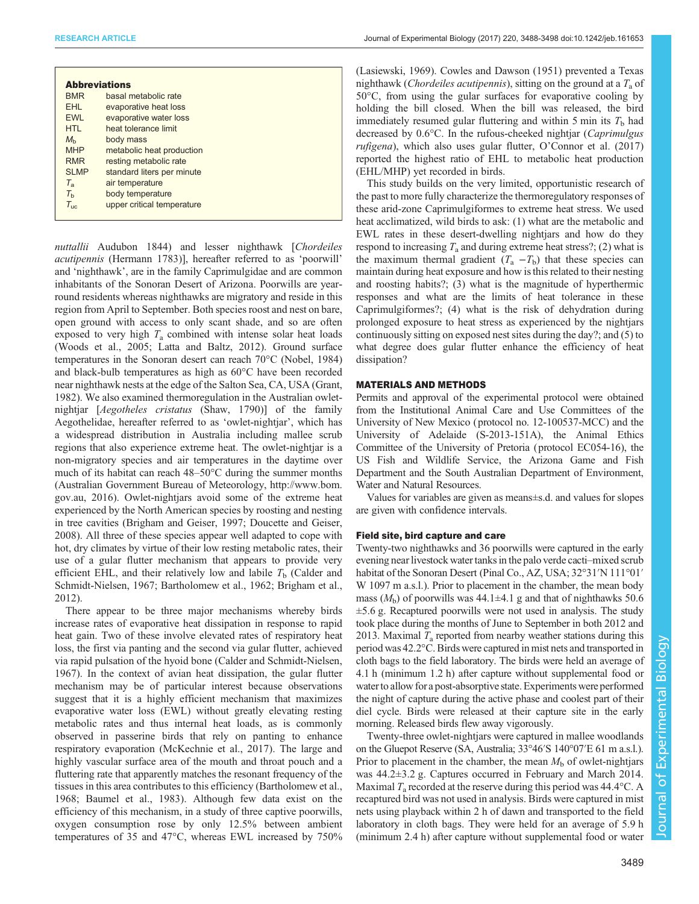**Abbreviations**

| | |
|---|---|
| BMR | basal metabolic rate |
| EHL | evaporative heat loss |
| EWL | evaporative water loss |
| HTL | heat tolerance limit |
| $M_b$ | body mass |
| MHP | metabolic heat production |
| RMR | resting metabolic rate |
| SLMP | standard liters per minute |
| $T_a$ | air temperature |
| $T_b$ | body temperature |
| $T_{uc}$ | upper critical temperature |

*nuttallii* Audubon 1844) and lesser nighthawk [*Chordeiles acutipennis* (Hermann 1783)], hereafter referred to as 'poorwill' and 'nighthawk', are in the family Caprimulgidae and are common inhabitants of the Sonoran Desert of Arizona. Poorwills are year-round residents whereas nighthawks are migratory and reside in this region from April to September. Both species roost and nest on bare, open ground with access to only scant shade, and so are often exposed to very high $T_a$ combined with intense solar heat loads (Woods et al., 2005; Latta and Baltz, 2012). Ground surface temperatures in the Sonoran desert can reach 70°C (Nobel, 1984) and black-bulb temperatures as high as 60°C have been recorded near nighthawk nests at the edge of the Salton Sea, CA, USA (Grant, 1982). We also examined thermoregulation in the Australian owlet-nightjar [*Aegotheles cristatus* (Shaw, 1790)] of the family Aegothelidae, hereafter referred to as 'owlet-nightjar', which has a widespread distribution in Australia including mallee scrub regions that also experience extreme heat. The owlet-nightjar is a non-migratory species and air temperatures in the daytime over much of its habitat can reach 48–50°C during the summer months (Australian Government Bureau of Meteorology, http://www.bom.gov.au, 2016). Owlet-nightjars avoid some of the extreme heat experienced by the North American species by roosting and nesting in tree cavities (Brigham and Geiser, 1997; Doucette and Geiser, 2008). All three of these species appear well adapted to cope with hot, dry climates by virtue of their low resting metabolic rates, their use of a gular flutter mechanism that appears to provide very efficient EHL, and their relatively low and labile $T_b$ (Calder and Schmidt-Nielsen, 1967; Bartholomew et al., 1962; Brigham et al., 2012).

There appear to be three major mechanisms whereby birds increase rates of evaporative heat dissipation in response to rapid heat gain. Two of these involve elevated rates of respiratory heat loss, the first via panting and the second via gular flutter, achieved via rapid pulsation of the hyoid bone (Calder and Schmidt-Nielsen, 1967). In the context of avian heat dissipation, the gular flutter mechanism may be of particular interest because observations suggest that it is a highly efficient mechanism that maximizes evaporative water loss (EWL) without greatly elevating resting metabolic rates and thus internal heat loads, as is commonly observed in passerine birds that rely on panting to enhance respiratory evaporation (McKechnie et al., 2017). The large and highly vascular surface area of the mouth and throat pouch and a fluttering rate that apparently matches the resonant frequency of the tissues in this area contributes to this efficiency (Bartholomew et al., 1968; Baumel et al., 1983). Although few data exist on the efficiency of this mechanism, in a study of three captive poorwills, oxygen consumption rose by only 12.5% between ambient temperatures of 35 and 47°C, whereas EWL increased by 750% (Lasiewski, 1969). Cowles and Dawson (1951) prevented a Texas nighthawk (*Chordeiles acutipennis*), sitting on the ground at a $T_a$ of 50°C, from using the gular surfaces for evaporative cooling by holding the bill closed. When the bill was released, the bird immediately resumed gular fluttering and within 5 min its $T_b$ had decreased by 0.6°C. In the rufous-cheeked nightjar (*Caprimulgus rufigena*), which also uses gular flutter, O'Connor et al. (2017) reported the highest ratio of EHL to metabolic heat production (EHL/MHP) yet recorded in birds.

This study builds on the very limited, opportunistic research of the past to more fully characterize the thermoregulatory responses of these arid-zone Caprimulgiformes to extreme heat stress. We used heat acclimatized, wild birds to ask: (1) what are the metabolic and EWL rates in these desert-dwelling nightjars and how do they respond to increasing $T_a$ and during extreme heat stress?; (2) what is the maximum thermal gradient ($T_a - T_b$) that these species can maintain during heat exposure and how is this related to their nesting and roosting habits?; (3) what is the magnitude of hyperthermic responses and what are the limits of heat tolerance in these Caprimulgiformes?; (4) what is the risk of dehydration during prolonged exposure to heat stress as experienced by the nightjars continuously sitting on exposed nest sites during the day?; and (5) to what degree does gular flutter enhance the efficiency of heat dissipation?

## MATERIALS AND METHODS

Permits and approval of the experimental protocol were obtained from the Institutional Animal Care and Use Committees of the University of New Mexico (protocol no. 12-100537-MCC) and the University of Adelaide (S-2013-151A), the Animal Ethics Committee of the University of Pretoria (protocol EC054-16), the US Fish and Wildlife Service, the Arizona Game and Fish Department and the South Australian Department of Environment, Water and Natural Resources.

Values for variables are given as means±s.d. and values for slopes are given with confidence intervals.

### Field site, bird capture and care

Twenty-two nighthawks and 36 poorwills were captured in the early evening near livestock water tanks in the palo verde cacti–mixed scrub habitat of the Sonoran Desert (Pinal Co., AZ, USA; 32°31′N 111°01′W 1097 m a.s.l.). Prior to placement in the chamber, the mean body mass ($M_b$) of poorwills was 44.1±4.1 g and that of nighthawks 50.6±5.6 g. Recaptured poorwills were not used in analysis. The study took place during the months of June to September in both 2012 and 2013. Maximal $T_a$ reported from nearby weather stations during this period was 42.2°C. Birds were captured in mist nets and transported in cloth bags to the field laboratory. The birds were held an average of 4.1 h (minimum 1.2 h) after capture without supplemental food or water to allow for a post-absorptive state. Experiments were performed the night of capture during the active phase and coolest part of their diel cycle. Birds were released at their capture site in the early morning. Released birds flew away vigorously.

Twenty-three owlet-nightjars were captured in mallee woodlands on the Gluepot Reserve (SA, Australia; 33°46′S 140°07′E 61 m a.s.l.). Prior to placement in the chamber, the mean $M_b$ of owlet-nightjars was 44.2±3.2 g. Captures occurred in February and March 2014. Maximal $T_a$ recorded at the reserve during this period was 44.4°C. A recaptured bird was not used in analysis. Birds were captured in mist nets using playback within 2 h of dawn and transported to the field laboratory in cloth bags. They were held for an average of 5.9 h (minimum 2.4 h) after capture without supplemental food or water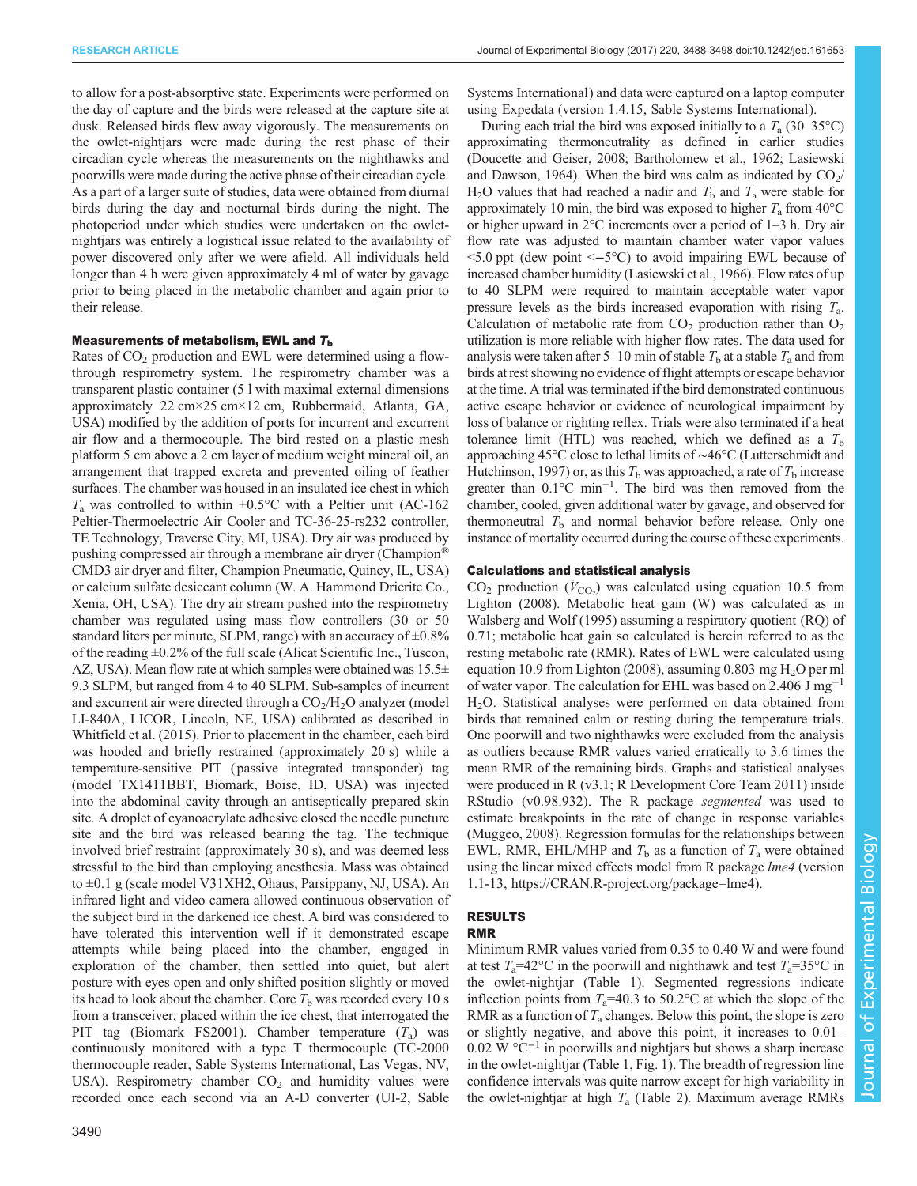to allow for a post-absorptive state. Experiments were performed on the day of capture and the birds were released at the capture site at dusk. Released birds flew away vigorously. The measurements on the owlet-nightjars were made during the rest phase of their circadian cycle whereas the measurements on the nighthawks and poorwills were made during the active phase of their circadian cycle. As a part of a larger suite of studies, data were obtained from diurnal birds during the day and nocturnal birds during the night. The photoperiod under which studies were undertaken on the owlet-nightjars was entirely a logistical issue related to the availability of power discovered only after we were afield. All individuals held longer than 4 h were given approximately 4 ml of water by gavage prior to being placed in the metabolic chamber and again prior to their release.

### Measurements of metabolism, EWL and $T_b$

Rates of $CO_2$ production and EWL were determined using a flow-through respirometry system. The respirometry chamber was a transparent plastic container (5 l with maximal external dimensions approximately 22 cm×25 cm×12 cm, Rubbermaid, Atlanta, GA, USA) modified by the addition of ports for incurrent and excurrent air flow and a thermocouple. The bird rested on a plastic mesh platform 5 cm above a 2 cm layer of medium weight mineral oil, an arrangement that trapped excreta and prevented oiling of feather surfaces. The chamber was housed in an insulated ice chest in which $T_a$ was controlled to within ±0.5°C with a Peltier unit (AC-162 Peltier-Thermoelectric Air Cooler and TC-36-25-rs232 controller, TE Technology, Traverse City, MI, USA). Dry air was produced by pushing compressed air through a membrane air dryer (Champion® CMD3 air dryer and filter, Champion Pneumatic, Quincy, IL, USA) or calcium sulfate desiccant column (W. A. Hammond Drierite Co., Xenia, OH, USA). The dry air stream pushed into the respirometry chamber was regulated using mass flow controllers (30 or 50 standard liters per minute, SLPM, range) with an accuracy of ±0.8% of the reading ±0.2% of the full scale (Alicat Scientific Inc., Tuscon, AZ, USA). Mean flow rate at which samples were obtained was 15.5± 9.3 SLPM, but ranged from 4 to 40 SLPM. Sub-samples of incurrent and excurrent air were directed through a $CO_2$/$H_2O$ analyzer (model LI-840A, LICOR, Lincoln, NE, USA) calibrated as described in Whitfield et al. (2015). Prior to placement in the chamber, each bird was hooded and briefly restrained (approximately 20 s) while a temperature-sensitive PIT (passive integrated transponder) tag (model TX1411BBT, Biomark, Boise, ID, USA) was injected into the abdominal cavity through an antiseptically prepared skin site. A droplet of cyanoacrylate adhesive closed the needle puncture site and the bird was released bearing the tag. The technique involved brief restraint (approximately 30 s), and was deemed less stressful to the bird than employing anesthesia. Mass was obtained to ±0.1 g (scale model V31XH2, Ohaus, Parsippany, NJ, USA). An infrared light and video camera allowed continuous observation of the subject bird in the darkened ice chest. A bird was considered to have tolerated this intervention well if it demonstrated escape attempts while being placed into the chamber, engaged in exploration of the chamber, then settled into quiet, but alert posture with eyes open and only shifted position slightly or moved its head to look about the chamber. Core $T_b$ was recorded every 10 s from a transceiver, placed within the ice chest, that interrogated the PIT tag (Biomark FS2001). Chamber temperature ($T_a$) was continuously monitored with a type T thermocouple (TC-2000 thermocouple reader, Sable Systems International, Las Vegas, NV, USA). Respirometry chamber $CO_2$ and humidity values were recorded once each second via an A-D converter (UI-2, Sable Systems International) and data were captured on a laptop computer using Expedata (version 1.4.15, Sable Systems International).

During each trial the bird was exposed initially to a $T_a$ (30–35°C) approximating thermoneutrality as defined in earlier studies (Doucette and Geiser, 2008; Bartholomew et al., 1962; Lasiewski and Dawson, 1964). When the bird was calm as indicated by $CO_2$/$H_2O$ values that had reached a nadir and $T_b$ and $T_a$ were stable for approximately 10 min, the bird was exposed to higher $T_a$ from 40°C or higher upward in 2°C increments over a period of 1–3 h. Dry air flow rate was adjusted to maintain chamber water vapor values <5.0 ppt (dew point <−5°C) to avoid impairing EWL because of increased chamber humidity (Lasiewski et al., 1966). Flow rates of up to 40 SLPM were required to maintain acceptable water vapor pressure levels as the birds increased evaporation with rising $T_a$. Calculation of metabolic rate from $CO_2$ production rather than $O_2$ utilization is more reliable with higher flow rates. The data used for analysis were taken after 5–10 min of stable $T_b$ at a stable $T_a$ and from birds at rest showing no evidence of flight attempts or escape behavior at the time. A trial was terminated if the bird demonstrated continuous active escape behavior or evidence of neurological impairment by loss of balance or righting reflex. Trials were also terminated if a heat tolerance limit (HTL) was reached, which we defined as a $T_b$ approaching 45°C close to lethal limits of ~46°C (Lutterschmidt and Hutchinson, 1997) or, as this $T_b$ was approached, a rate of $T_b$ increase greater than 0.1°C min$^{-1}$. The bird was then removed from the chamber, cooled, given additional water by gavage, and observed for thermoneutral $T_b$ and normal behavior before release. Only one instance of mortality occurred during the course of these experiments.

### Calculations and statistical analysis

$CO_2$ production ($\dot{V}_{CO_2}$) was calculated using equation 10.5 from Lighton (2008). Metabolic heat gain (W) was calculated as in Walsberg and Wolf (1995) assuming a respiratory quotient (RQ) of 0.71; metabolic heat gain so calculated is herein referred to as the resting metabolic rate (RMR). Rates of EWL were calculated using equation 10.9 from Lighton (2008), assuming 0.803 mg $H_2O$ per ml of water vapor. The calculation for EHL was based on 2.406 J mg$^{-1}$ $H_2O$. Statistical analyses were performed on data obtained from birds that remained calm or resting during the temperature trials. One poorwill and two nighthawks were excluded from the analysis as outliers because RMR values varied erratically to 3.6 times the mean RMR of the remaining birds. Graphs and statistical analyses were produced in R (v3.1; R Development Core Team 2011) inside RStudio (v0.98.932). The R package *segmented* was used to estimate breakpoints in the rate of change in response variables (Muggeo, 2008). Regression formulas for the relationships between EWL, RMR, EHL/MHP and $T_b$ as a function of $T_a$ were obtained using the linear mixed effects model from R package *lme4* (version 1.1-13, https://CRAN.R-project.org/package=lme4).

## RESULTS

### RMR

Minimum RMR values varied from 0.35 to 0.40 W and were found at test $T_a$=42°C in the poorwill and nighthawk and test $T_a$=35°C in the owlet-nightjar (Table 1). Segmented regressions indicate inflection points from $T_a$=40.3 to 50.2°C at which the slope of the RMR as a function of $T_a$ changes. Below this point, the slope is zero or slightly negative, and above this point, it increases to 0.01–0.02 W °C$^{-1}$ in poorwills and nightjars but shows a sharp increase in the owlet-nightjar (Table 1, Fig. 1). The breadth of regression line confidence intervals was quite narrow except for high variability in the owlet-nightjar at high $T_a$ (Table 2). Maximum average RMRs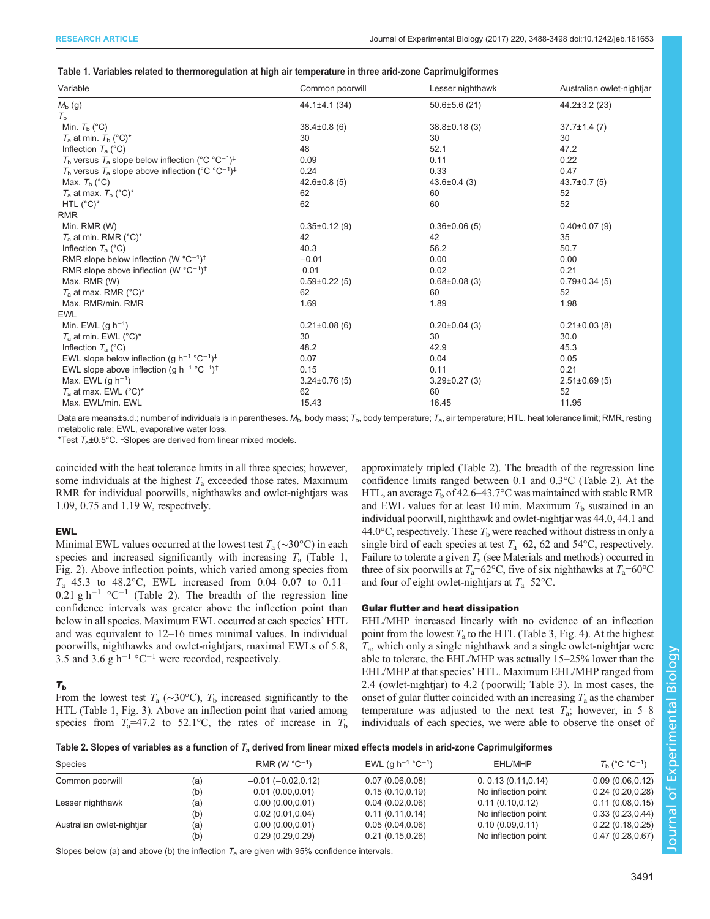**Table 1. Variables related to thermoregulation at high air temperature in three arid-zone Caprimulgiformes**

| Variable | Common poorwill | Lesser nighthawk | Australian owlet-nightjar |
|---|---|---|---|
| $M_b$ (g) | 44.1±4.1 (34) | 50.6±5.6 (21) | 44.2±3.2 (23) |
| $T_b$ | | | |
| Min. $T_b$ (°C) | 38.4±0.8 (6) | 38.8±0.18 (3) | 37.7±1.4 (7) |
| $T_a$ at min. $T_b$ (°C)* | 30 | 30 | 30 |
| Inflection $T_a$ (°C) | 48 | 52.1 | 47.2 |
| $T_b$ versus $T_a$ slope below inflection (°C °C$^{-1}$)‡ | 0.09 | 0.11 | 0.22 |
| $T_b$ versus $T_a$ slope above inflection (°C °C$^{-1}$)‡ | 0.24 | 0.33 | 0.47 |
| Max. $T_b$ (°C) | 42.6±0.8 (5) | 43.6±0.4 (3) | 43.7±0.7 (5) |
| $T_a$ at max. $T_b$ (°C)* | 62 | 60 | 52 |
| HTL (°C)* | 62 | 60 | 52 |
| RMR | | | |
| Min. RMR (W) | 0.35±0.12 (9) | 0.36±0.06 (5) | 0.40±0.07 (9) |
| $T_a$ at min. RMR (°C)* | 42 | 42 | 35 |
| Inflection $T_a$ (°C) | 40.3 | 56.2 | 50.7 |
| RMR slope below inflection (W °C$^{-1}$)‡ | −0.01 | 0.00 | 0.00 |
| RMR slope above inflection (W °C$^{-1}$)‡ | 0.01 | 0.02 | 0.21 |
| Max. RMR (W) | 0.59±0.22 (5) | 0.68±0.08 (3) | 0.79±0.34 (5) |
| $T_a$ at max. RMR (°C)* | 62 | 60 | 52 |
| Max. RMR/min. RMR | 1.69 | 1.89 | 1.98 |
| EWL | | | |
| Min. EWL (g h$^{-1}$) | 0.21±0.08 (6) | 0.20±0.04 (3) | 0.21±0.03 (8) |
| $T_a$ at min. EWL (°C)* | 30 | 30 | 30.0 |
| Inflection $T_a$ (°C) | 48.2 | 42.9 | 45.3 |
| EWL slope below inflection (g h$^{-1}$ °C$^{-1}$)‡ | 0.07 | 0.04 | 0.05 |
| EWL slope above inflection (g h$^{-1}$ °C$^{-1}$)‡ | 0.15 | 0.11 | 0.21 |
| Max. EWL (g h$^{-1}$) | 3.24±0.76 (5) | 3.29±0.27 (3) | 2.51±0.69 (5) |
| $T_a$ at max. EWL (°C)* | 62 | 60 | 52 |
| Max. EWL/min. EWL | 15.43 | 16.45 | 11.95 |

Data are means±s.d.; number of individuals is in parentheses. $M_b$, body mass; $T_b$, body temperature; $T_a$, air temperature; HTL, heat tolerance limit; RMR, resting metabolic rate; EWL, evaporative water loss.

*Test $T_a$±0.5°C. ‡Slopes are derived from linear mixed models.

coincided with the heat tolerance limits in all three species; however, some individuals at the highest $T_a$ exceeded those rates. Maximum RMR for individual poorwills, nighthawks and owlet-nightjars was 1.09, 0.75 and 1.19 W, respectively.

### EWL

Minimal EWL values occurred at the lowest test $T_a$ (∼30°C) in each species and increased significantly with increasing $T_a$ (Table 1, Fig. 2). Above inflection points, which varied among species from $T_a$=45.3 to 48.2°C, EWL increased from 0.04–0.07 to 0.11–0.21 g h$^{-1}$ °C$^{-1}$ (Table 2). The breadth of the regression line confidence intervals was greater above the inflection point than below in all species. Maximum EWL occurred at each species' HTL and was equivalent to 12–16 times minimal values. In individual poorwills, nighthawks and owlet-nightjars, maximal EWLs of 5.8, 3.5 and 3.6 g h$^{-1}$ °C$^{-1}$ were recorded, respectively.

### $T_b$

From the lowest test $T_a$ (∼30°C), $T_b$ increased significantly to the HTL (Table 1, Fig. 3). Above an inflection point that varied among species from $T_a$=47.2 to 52.1°C, the rates of increase in $T_b$ approximately tripled (Table 2). The breadth of the regression line confidence limits ranged between 0.1 and 0.3°C (Table 2). At the HTL, an average $T_b$ of 42.6–43.7°C was maintained with stable RMR and EWL values for at least 10 min. Maximum $T_b$ sustained in an individual poorwill, nighthawk and owlet-nightjar was 44.0, 44.1 and 44.0°C, respectively. These $T_b$ were reached without distress in only a single bird of each species at test $T_a$=62, 62 and 54°C, respectively. Failure to tolerate a given $T_a$ (see Materials and methods) occurred in three of six poorwills at $T_a$=62°C, five of six nighthawks at $T_a$=60°C and four of eight owlet-nightjars at $T_a$=52°C.

### Gular flutter and heat dissipation

EHL/MHP increased linearly with no evidence of an inflection point from the lowest $T_a$ to the HTL (Table 3, Fig. 4). At the highest $T_a$, which only a single nighthawk and a single owlet-nightjar were able to tolerate, the EHL/MHP was actually 15–25% lower than the EHL/MHP at that species' HTL. Maximum EHL/MHP ranged from 2.4 (owlet-nightjar) to 4.2 (poorwill; Table 3). In most cases, the onset of gular flutter coincided with an increasing $T_a$ as the chamber temperature was adjusted to the next test $T_a$; however, in 5–8 individuals of each species, we were able to observe the onset of

**Table 2. Slopes of variables as a function of $T_a$ derived from linear mixed effects models in arid-zone Caprimulgiformes**

| Species | | RMR (W °C$^{-1}$) | EWL (g h$^{-1}$ °C$^{-1}$) | EHL/MHP | $T_b$ (°C °C$^{-1}$) |
|---|---|---|---|---|---|
| Common poorwill | (a) | −0.01 (−0.02,0.12) | 0.07 (0.06,0.08) | 0. 0.13 (0.11,0.14) | 0.09 (0.06,0.12) |
| | (b) | 0.01 (0.00,0.01) | 0.15 (0.10,0.19) | No inflection point | 0.24 (0.20,0.28) |
| Lesser nighthawk | (a) | 0.00 (0.00,0.01) | 0.04 (0.02,0.06) | 0.11 (0.10,0.12) | 0.11 (0.08,0.15) |
| | (b) | 0.02 (0.01,0.04) | 0.11 (0.11,0.14) | No inflection point | 0.33 (0.23,0.44) |
| Australian owlet-nightjar | (a) | 0.00 (0.00,0.01) | 0.05 (0.04,0.06) | 0.10 (0.09,0.11) | 0.22 (0.18,0.25) |
| | (b) | 0.29 (0.29,0.29) | 0.21 (0.15,0.26) | No inflection point | 0.47 (0.28,0.67) |

Slopes below (a) and above (b) the inflection $T_a$ are given with 95% confidence intervals.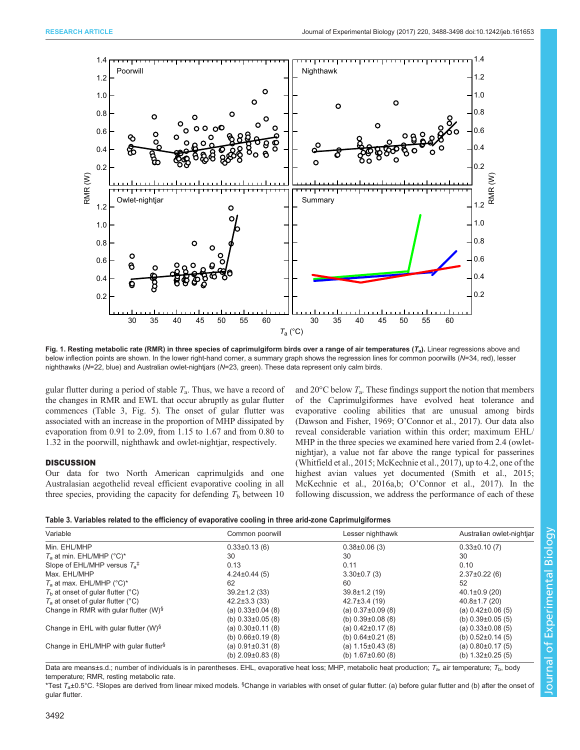**Fig. 1. Resting metabolic rate (RMR) in three species of caprimulgiform birds over a range of air temperatures ($T_a$).** Linear regressions above and below inflection points are shown. In the lower right-hand corner, a summary graph shows the regression lines for common poorwills ($N$=34, red), lesser nighthawks ($N$=22, blue) and Australian owlet-nightjars ($N$=23, green). These data represent only calm birds.

gular flutter during a period of stable $T_a$. Thus, we have a record of the changes in RMR and EWL that occur abruptly as gular flutter commences (Table 3, Fig. 5). The onset of gular flutter was associated with an increase in the proportion of MHP dissipated by evaporation from 0.91 to 2.09, from 1.15 to 1.67 and from 0.80 to 1.32 in the poorwill, nighthawk and owlet-nightjar, respectively.

## DISCUSSION

Our data for two North American caprimulgids and one Australasian aegothelid reveal efficient evaporative cooling in all three species, providing the capacity for defending $T_b$ between 10 and 20°C below $T_a$. These findings support the notion that members of the Caprimulgiformes have evolved heat tolerance and evaporative cooling abilities that are unusual among birds (Dawson and Fisher, 1969; O'Connor et al., 2017). Our data also reveal considerable variation within this order; maximum EHL/MHP in the three species we examined here varied from 2.4 (owlet-nightjar), a value not far above the range typical for passerines (Whitfield et al., 2015; McKechnie et al., 2017), up to 4.2, one of the highest avian values yet documented (Smith et al., 2015; McKechnie et al., 2016a,b; O'Connor et al., 2017). In the following discussion, we address the performance of each of these

**Table 3. Variables related to the efficiency of evaporative cooling in three arid-zone Caprimulgiformes**

| Variable | Common poorwill | Lesser nighthawk | Australian owlet-nightjar |
|---|---|---|---|
| Min. EHL/MHP | 0.33±0.13 (6) | 0.38±0.06 (3) | 0.33±0.10 (7) |
| $T_a$ at min. EHL/MHP (°C)* | 30 | 30 | 30 |
| Slope of EHL/MHP versus $T_a$‡ | 0.13 | 0.11 | 0.10 |
| Max. EHL/MHP | 4.24±0.44 (5) | 3.30±0.7 (3) | 2.37±0.22 (6) |
| $T_a$ at max. EHL/MHP (°C)* | 62 | 60 | 52 |
| $T_b$ at onset of gular flutter (°C) | 39.2±1.2 (33) | 39.8±1.2 (19) | 40.1±0.9 (20) |
| $T_a$ at onset of gular flutter (°C) | 42.2±3.3 (33) | 42.7±3.4 (19) | 40.8±1.7 (20) |
| Change in RMR with gular flutter (W)§ | (a) 0.33±0.04 (8) | (a) 0.37±0.09 (8) | (a) 0.42±0.06 (5) |
| | (b) 0.33±0.05 (8) | (b) 0.39±0.08 (8) | (b) 0.39±0.05 (5) |
| Change in EHL with gular flutter (W)§ | (a) 0.30±0.11 (8) | (a) 0.42±0.17 (8) | (a) 0.33±0.08 (5) |
| | (b) 0.66±0.19 (8) | (b) 0.64±0.21 (8) | (b) 0.52±0.14 (5) |
| Change in EHL/MHP with gular flutter§ | (a) 0.91±0.31 (8) | (a) 1.15±0.43 (8) | (a) 0.80±0.17 (5) |
| | (b) 2.09±0.83 (8) | (b) 1.67±0.60 (8) | (b) 1.32±0.25 (5) |

Data are means±s.d.; number of individuals is in parentheses. EHL, evaporative heat loss; MHP, metabolic heat production; $T_a$, air temperature; $T_b$, body temperature; RMR, resting metabolic rate.

*Test $T_a$±0.5°C. ‡Slopes are derived from linear mixed models. §Change in variables with onset of gular flutter: (a) before gular flutter and (b) after the onset of gular flutter.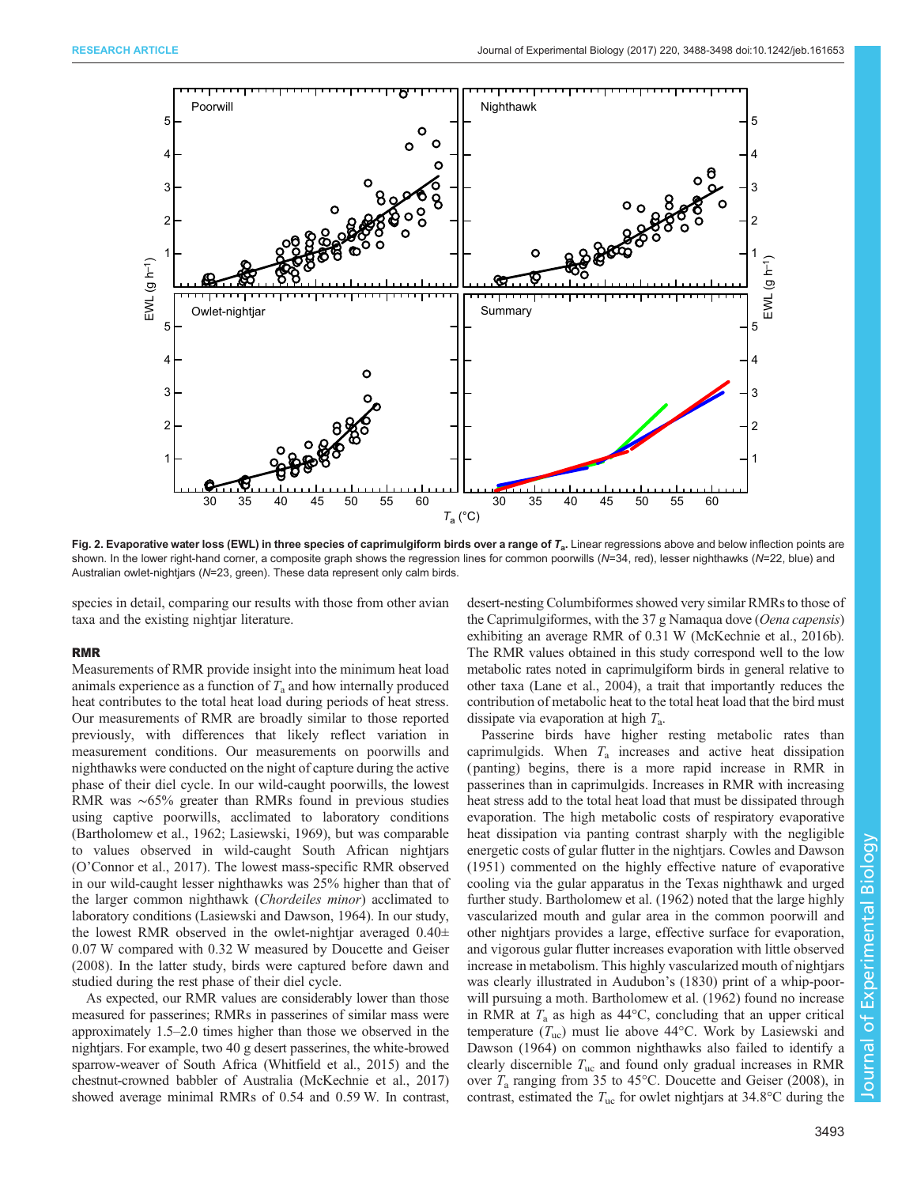**Fig. 2. Evaporative water loss (EWL) in three species of caprimulgiform birds over a range of $T_a$.** Linear regressions above and below inflection points are shown. In the lower right-hand corner, a composite graph shows the regression lines for common poorwills (N=34, red), lesser nighthawks (N=22, blue) and Australian owlet-nightjars (N=23, green). These data represent only calm birds.

species in detail, comparing our results with those from other avian taxa and the existing nightjar literature.

### RMR

Measurements of RMR provide insight into the minimum heat load animals experience as a function of $T_a$ and how internally produced heat contributes to the total heat load during periods of heat stress. Our measurements of RMR are broadly similar to those reported previously, with differences that likely reflect variation in measurement conditions. Our measurements on poorwills and nighthawks were conducted on the night of capture during the active phase of their diel cycle. In our wild-caught poorwills, the lowest RMR was ∼65% greater than RMRs found in previous studies using captive poorwills, acclimated to laboratory conditions (Bartholomew et al., 1962; Lasiewski, 1969), but was comparable to values observed in wild-caught South African nightjars (O'Connor et al., 2017). The lowest mass-specific RMR observed in our wild-caught lesser nighthawks was 25% higher than that of the larger common nighthawk (*Chordeiles minor*) acclimated to laboratory conditions (Lasiewski and Dawson, 1964). In our study, the lowest RMR observed in the owlet-nightjar averaged 0.40± 0.07 W compared with 0.32 W measured by Doucette and Geiser (2008). In the latter study, birds were captured before dawn and studied during the rest phase of their diel cycle.

As expected, our RMR values are considerably lower than those measured for passerines; RMRs in passerines of similar mass were approximately 1.5–2.0 times higher than those we observed in the nightjars. For example, two 40 g desert passerines, the white-browed sparrow-weaver of South Africa (Whitfield et al., 2015) and the chestnut-crowned babbler of Australia (McKechnie et al., 2017) showed average minimal RMRs of 0.54 and 0.59 W. In contrast, desert-nesting Columbiformes showed very similar RMRs to those of the Caprimulgiformes, with the 37 g Namaqua dove (*Oena capensis*) exhibiting an average RMR of 0.31 W (McKechnie et al., 2016b). The RMR values obtained in this study correspond well to the low metabolic rates noted in caprimulgiform birds in general relative to other taxa (Lane et al., 2004), a trait that importantly reduces the contribution of metabolic heat to the total heat load that the bird must dissipate via evaporation at high $T_a$.

Passerine birds have higher resting metabolic rates than caprimulgids. When $T_a$ increases and active heat dissipation (panting) begins, there is a more rapid increase in RMR in passerines than in caprimulgids. Increases in RMR with increasing heat stress add to the total heat load that must be dissipated through evaporation. The high metabolic costs of respiratory evaporative heat dissipation via panting contrast sharply with the negligible energetic costs of gular flutter in the nightjars. Cowles and Dawson (1951) commented on the highly effective nature of evaporative cooling via the gular apparatus in the Texas nighthawk and urged further study. Bartholomew et al. (1962) noted that the large highly vascularized mouth and gular area in the common poorwill and other nightjars provides a large, effective surface for evaporation, and vigorous gular flutter increases evaporation with little observed increase in metabolism. This highly vascularized mouth of nightjars was clearly illustrated in Audubon's (1830) print of a whip-poor-will pursuing a moth. Bartholomew et al. (1962) found no increase in RMR at $T_a$ as high as 44°C, concluding that an upper critical temperature ($T_{uc}$) must lie above 44°C. Work by Lasiewski and Dawson (1964) on common nighthawks also failed to identify a clearly discernible $T_{uc}$ and found only gradual increases in RMR over $T_a$ ranging from 35 to 45°C. Doucette and Geiser (2008), in contrast, estimated the $T_{uc}$ for owlet nightjars at 34.8°C during the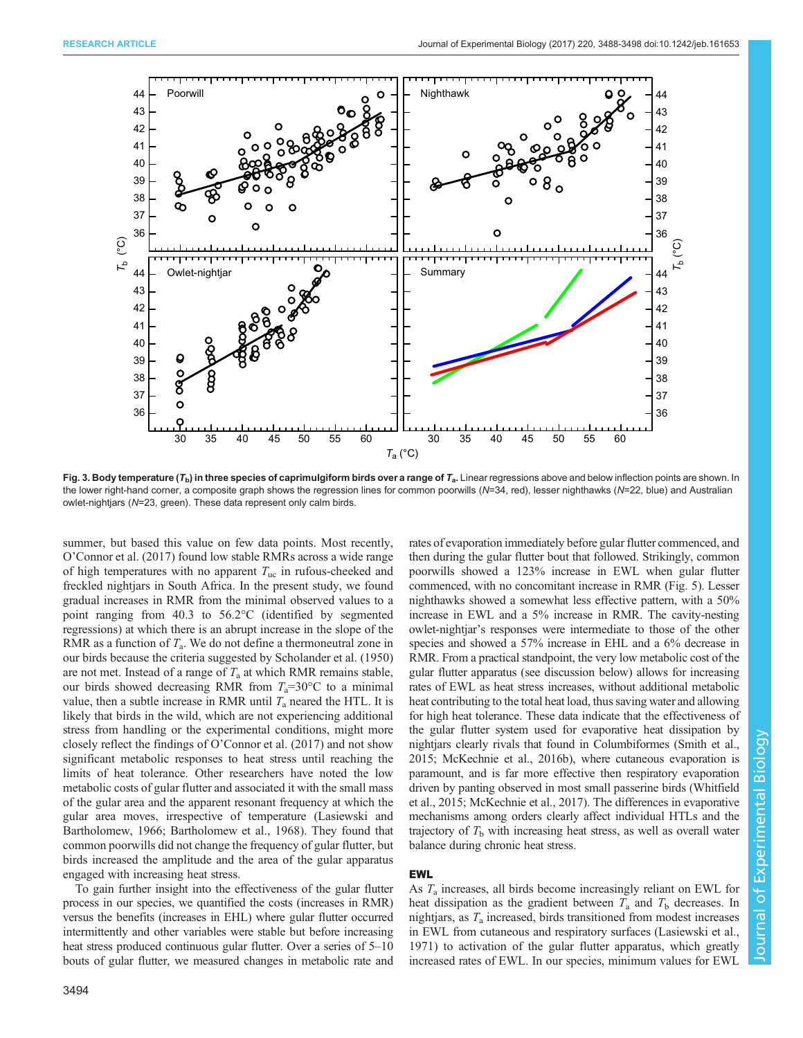Fig. 3. Body temperature ($T_b$) in three species of caprimulgiform birds over a range of $T_a$. Linear regressions above and below inflection points are shown. In the lower right-hand corner, a composite graph shows the regression lines for common poorwills ($N$=34, red), lesser nighthawks ($N$=22, blue) and Australian owlet-nightjars ($N$=23, green). These data represent only calm birds.

summer, but based this value on few data points. Most recently, O'Connor et al. (2017) found low stable RMRs across a wide range of high temperatures with no apparent $T_{uc}$ in rufous-cheeked and freckled nightjars in South Africa. In the present study, we found gradual increases in RMR from the minimal observed values to a point ranging from 40.3 to 56.2°C (identified by segmented regressions) at which there is an abrupt increase in the slope of the RMR as a function of $T_a$. We do not define a thermoneutral zone in our birds because the criteria suggested by Scholander et al. (1950) are not met. Instead of a range of $T_a$ at which RMR remains stable, our birds showed decreasing RMR from $T_a$=30°C to a minimal value, then a subtle increase in RMR until $T_a$ neared the HTL. It is likely that birds in the wild, which are not experiencing additional stress from handling or the experimental conditions, might more closely reflect the findings of O'Connor et al. (2017) and not show significant metabolic responses to heat stress until reaching the limits of heat tolerance. Other researchers have noted the low metabolic costs of gular flutter and associated it with the small mass of the gular area and the apparent resonant frequency at which the gular area moves, irrespective of temperature (Lasiewski and Bartholomew, 1966; Bartholomew et al., 1968). They found that common poorwills did not change the frequency of gular flutter, but birds increased the amplitude and the area of the gular apparatus engaged with increasing heat stress.

To gain further insight into the effectiveness of the gular flutter process in our species, we quantified the costs (increases in RMR) versus the benefits (increases in EHL) where gular flutter occurred intermittently and other variables were stable but before increasing heat stress produced continuous gular flutter. Over a series of 5–10 bouts of gular flutter, we measured changes in metabolic rate and rates of evaporation immediately before gular flutter commenced, and then during the gular flutter bout that followed. Strikingly, common poorwills showed a 123% increase in EWL when gular flutter commenced, with no concomitant increase in RMR (Fig. 5). Lesser nighthawks showed a somewhat less effective pattern, with a 50% increase in EWL and a 5% increase in RMR. The cavity-nesting owlet-nightjar's responses were intermediate to those of the other species and showed a 57% increase in EHL and a 6% decrease in RMR. From a practical standpoint, the very low metabolic cost of the gular flutter apparatus (see discussion below) allows for increasing rates of EWL as heat stress increases, without additional metabolic heat contributing to the total heat load, thus saving water and allowing for high heat tolerance. These data indicate that the effectiveness of the gular flutter system used for evaporative heat dissipation by nightjars clearly rivals that found in Columbiformes (Smith et al., 2015; McKechnie et al., 2016b), where cutaneous evaporation is paramount, and is far more effective then respiratory evaporation driven by panting observed in most small passerine birds (Whitfield et al., 2015; McKechnie et al., 2017). The differences in evaporative mechanisms among orders clearly affect individual HTLs and the trajectory of $T_b$ with increasing heat stress, as well as overall water balance during chronic heat stress.

## EWL

As $T_a$ increases, all birds become increasingly reliant on EWL for heat dissipation as the gradient between $T_a$ and $T_b$ decreases. In nightjars, as $T_a$ increased, birds transitioned from modest increases in EWL from cutaneous and respiratory surfaces (Lasiewski et al., 1971) to activation of the gular flutter apparatus, which greatly increased rates of EWL. In our species, minimum values for EWL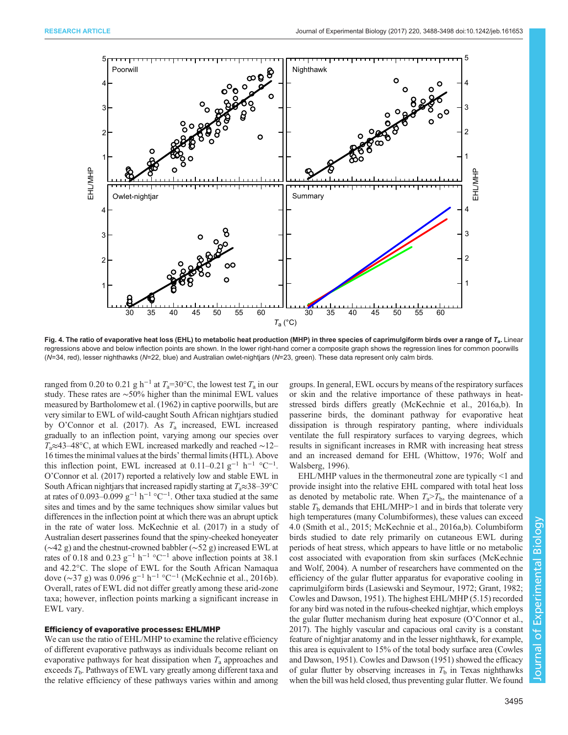**Fig. 4. The ratio of evaporative heat loss (EHL) to metabolic heat production (MHP) in three species of caprimulgiform birds over a range of $T_a$.** Linear regressions above and below inflection points are shown. In the lower right-hand corner a composite graph shows the regression lines for common poorwills ($N$=34, red), lesser nighthawks ($N$=22, blue) and Australian owlet-nightjars ($N$=23, green). These data represent only calm birds.

ranged from 0.20 to 0.21 g h$^{-1}$ at $T_a$=30°C, the lowest test $T_a$ in our study. These rates are ∼50% higher than the minimal EWL values measured by Bartholomew et al. (1962) in captive poorwills, but are very similar to EWL of wild-caught South African nightjars studied by O'Connor et al. (2017). As $T_a$ increased, EWL increased gradually to an inflection point, varying among our species over $T_a$≈43–48°C, at which EWL increased markedly and reached ∼12–16 times the minimal values at the birds' thermal limits (HTL). Above this inflection point, EWL increased at 0.11–0.21 g$^{-1}$ h$^{-1}$ °C$^{-1}$. O'Connor et al. (2017) reported a relatively low and stable EWL in South African nightjars that increased rapidly starting at $T_a$≈38–39°C at rates of 0.093–0.099 g$^{-1}$ h$^{-1}$ °C$^{-1}$. Other taxa studied at the same sites and times and by the same techniques show similar values but differences in the inflection point at which there was an abrupt uptick in the rate of water loss. McKechnie et al. (2017) in a study of Australian desert passerines found that the spiny-cheeked honeyeater (∼42 g) and the chestnut-crowned babbler (∼52 g) increased EWL at rates of 0.18 and 0.23 g$^{-1}$ h$^{-1}$ °C$^{-1}$ above inflection points at 38.1 and 42.2°C. The slope of EWL for the South African Namaqua dove (∼37 g) was 0.096 g$^{-1}$ h$^{-1}$ °C$^{-1}$ (McKechnie et al., 2016b). Overall, rates of EWL did not differ greatly among these arid-zone taxa; however, inflection points marking a significant increase in EWL vary.

#### Efficiency of evaporative processes: EHL/MHP

We can use the ratio of EHL/MHP to examine the relative efficiency of different evaporative pathways as individuals become reliant on evaporative pathways for heat dissipation when $T_a$ approaches and exceeds $T_b$. Pathways of EWL vary greatly among different taxa and the relative efficiency of these pathways varies within and among groups. In general, EWL occurs by means of the respiratory surfaces or skin and the relative importance of these pathways in heat-stressed birds differs greatly (McKechnie et al., 2016a,b). In passerine birds, the dominant pathway for evaporative heat dissipation is through respiratory panting, where individuals ventilate the full respiratory surfaces to varying degrees, which results in significant increases in RMR with increasing heat stress and an increased demand for EHL (Whittow, 1976; Wolf and Walsberg, 1996).

EHL/MHP values in the thermoneutral zone are typically <1 and provide insight into the relative EHL compared with total heat loss as denoted by metabolic rate. When $T_a$>$T_b$, the maintenance of a stable $T_b$ demands that EHL/MHP>1 and in birds that tolerate very high temperatures (many Columbiformes), these values can exceed 4.0 (Smith et al., 2015; McKechnie et al., 2016a,b). Columbiform birds studied to date rely primarily on cutaneous EWL during periods of heat stress, which appears to have little or no metabolic cost associated with evaporation from skin surfaces (McKechnie and Wolf, 2004). A number of researchers have commented on the efficiency of the gular flutter apparatus for evaporative cooling in caprimulgiform birds (Lasiewski and Seymour, 1972; Grant, 1982; Cowles and Dawson, 1951). The highest EHL/MHP (5.15) recorded for any bird was noted in the rufous-cheeked nightjar, which employs the gular flutter mechanism during heat exposure (O'Connor et al., 2017). The highly vascular and capacious oral cavity is a constant feature of nightjar anatomy and in the lesser nighthawk, for example, this area is equivalent to 15% of the total body surface area (Cowles and Dawson, 1951). Cowles and Dawson (1951) showed the efficacy of gular flutter by observing increases in $T_b$ in Texas nighthawks when the bill was held closed, thus preventing gular flutter. We found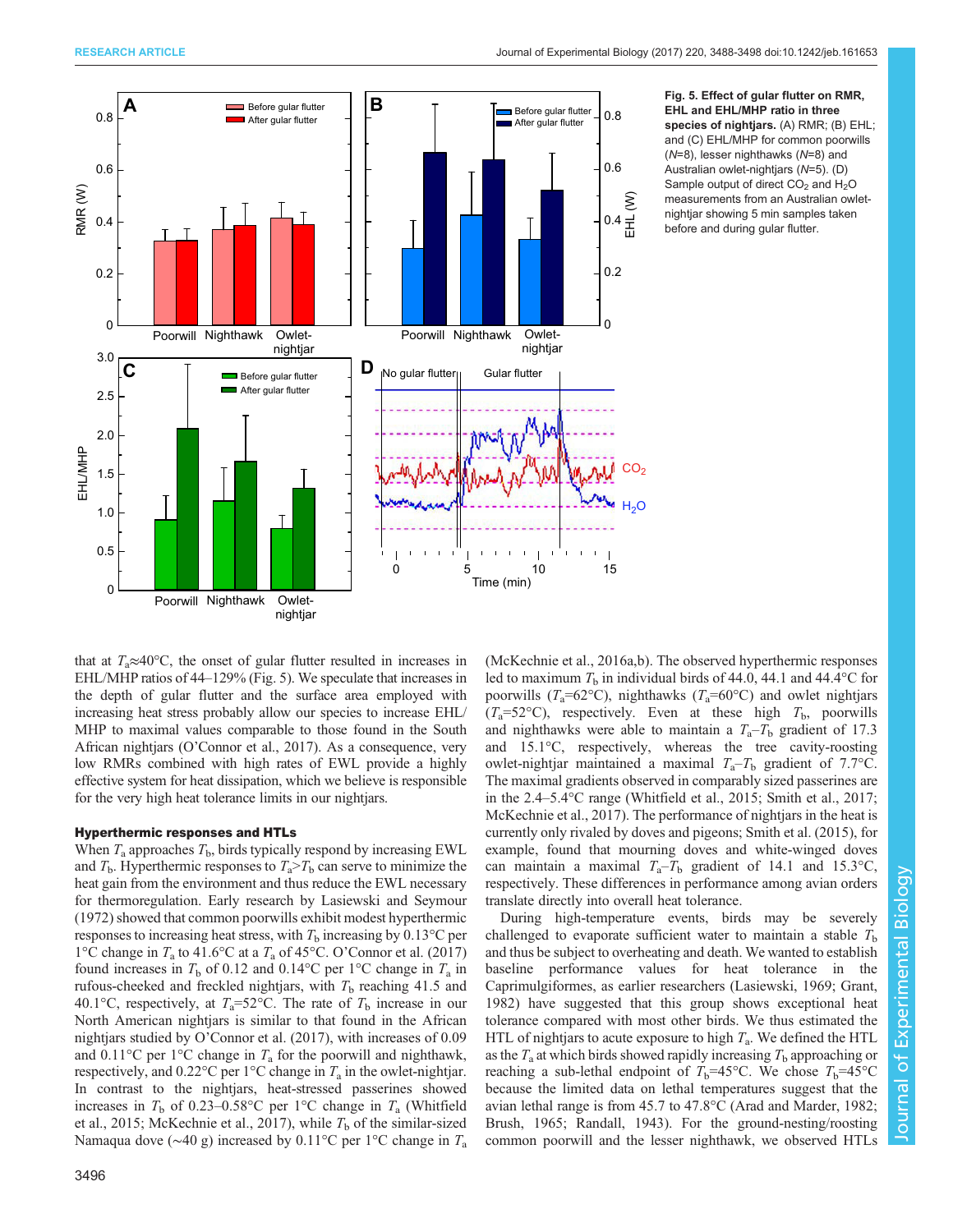**Fig. 5. Effect of gular flutter on RMR, EHL and EHL/MHP ratio in three species of nightjars.** (A) RMR; (B) EHL; and (C) EHL/MHP for common poorwills ($N$=8), lesser nighthawks ($N$=8) and Australian owlet-nightjars ($N$=5). (D) Sample output of direct $CO_2$ and $H_2O$ measurements from an Australian owlet-nightjar showing 5 min samples taken before and during gular flutter.

that at $T_a$≈40°C, the onset of gular flutter resulted in increases in EHL/MHP ratios of 44–129% (Fig. 5). We speculate that increases in the depth of gular flutter and the surface area employed with increasing heat stress probably allow our species to increase EHL/MHP to maximal values comparable to those found in the South African nightjars (O'Connor et al., 2017). As a consequence, very low RMRs combined with high rates of EWL provide a highly effective system for heat dissipation, which we believe is responsible for the very high heat tolerance limits in our nightjars.

### Hyperthermic responses and HTLs

When $T_a$ approaches $T_b$, birds typically respond by increasing EWL and $T_b$. Hyperthermic responses to $T_a$>$T_b$ can serve to minimize the heat gain from the environment and thus reduce the EWL necessary for thermoregulation. Early research by Lasiewski and Seymour (1972) showed that common poorwills exhibit modest hyperthermic responses to increasing heat stress, with $T_b$ increasing by 0.13°C per 1°C change in $T_a$ to 41.6°C at a $T_a$ of 45°C. O'Connor et al. (2017) found increases in $T_b$ of 0.12 and 0.14°C per 1°C change in $T_a$ in rufous-cheeked and freckled nightjars, with $T_b$ reaching 41.5 and 40.1°C, respectively, at $T_a$=52°C. The rate of $T_b$ increase in our North American nightjars is similar to that found in the African nightjars studied by O'Connor et al. (2017), with increases of 0.09 and 0.11°C per 1°C change in $T_a$ for the poorwill and nighthawk, respectively, and 0.22°C per 1°C change in $T_a$ in the owlet-nightjar. In contrast to the nightjars, heat-stressed passerines showed increases in $T_b$ of 0.23–0.58°C per 1°C change in $T_a$ (Whitfield et al., 2015; McKechnie et al., 2017), while $T_b$ of the similar-sized Namaqua dove (~40 g) increased by 0.11°C per 1°C change in $T_a$ (McKechnie et al., 2016a,b). The observed hyperthermic responses led to maximum $T_b$ in individual birds of 44.0, 44.1 and 44.4°C for poorwills ($T_a$=62°C), nighthawks ($T_a$=60°C) and owlet nightjars ($T_a$=52°C), respectively. Even at these high $T_b$, poorwills and nighthawks were able to maintain a $T_a$–$T_b$ gradient of 17.3 and 15.1°C, respectively, whereas the tree cavity-roosting owlet-nightjar maintained a maximal $T_a$–$T_b$ gradient of 7.7°C. The maximal gradients observed in comparably sized passerines are in the 2.4–5.4°C range (Whitfield et al., 2015; Smith et al., 2017; McKechnie et al., 2017). The performance of nightjars in the heat is currently only rivaled by doves and pigeons; Smith et al. (2015), for example, found that mourning doves and white-winged doves can maintain a maximal $T_a$–$T_b$ gradient of 14.1 and 15.3°C, respectively. These differences in performance among avian orders translate directly into overall heat tolerance.

During high-temperature events, birds may be severely challenged to evaporate sufficient water to maintain a stable $T_b$ and thus be subject to overheating and death. We wanted to establish baseline performance values for heat tolerance in the Caprimulgiformes, as earlier researchers (Lasiewski, 1969; Grant, 1982) have suggested that this group shows exceptional heat tolerance compared with most other birds. We thus estimated the HTL of nightjars to acute exposure to high $T_a$. We defined the HTL as the $T_a$ at which birds showed rapidly increasing $T_b$ approaching or reaching a sub-lethal endpoint of $T_b$=45°C. We chose $T_b$=45°C because the limited data on lethal temperatures suggest that the avian lethal range is from 45.7 to 47.8°C (Arad and Marder, 1982; Brush, 1965; Randall, 1943). For the ground-nesting/roosting common poorwill and the lesser nighthawk, we observed HTLs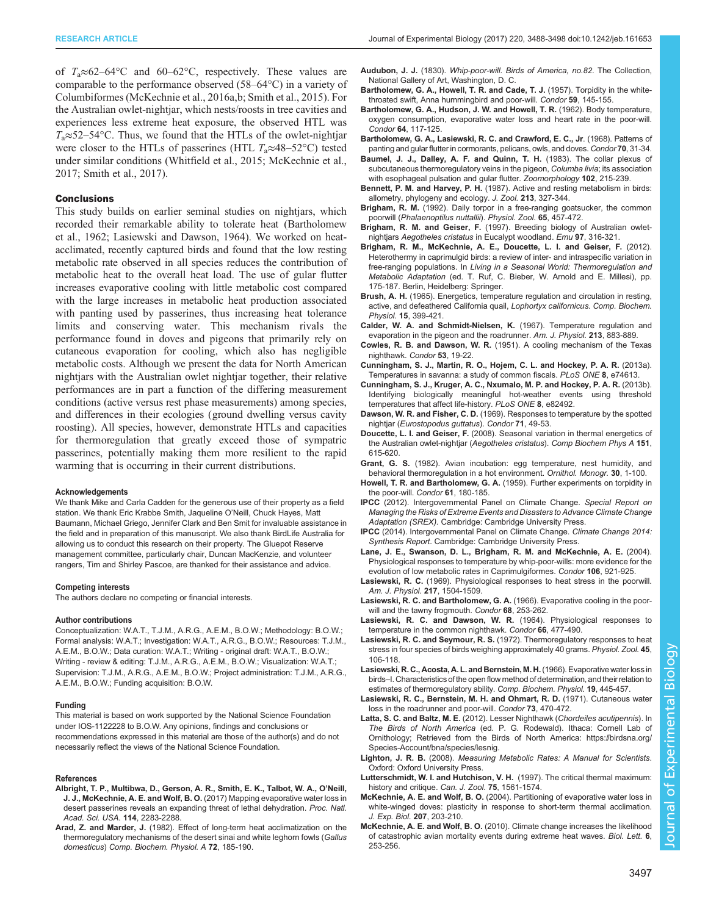of $T_a$≈62–64°C and 60–62°C, respectively. These values are comparable to the performance observed (58–64°C) in a variety of Columbiformes (McKechnie et al., 2016a,b; Smith et al., 2015). For the Australian owlet-nightjar, which nests/roosts in tree cavities and experiences less extreme heat exposure, the observed HTL was $T_a$≈52–54°C. Thus, we found that the HTLs of the owlet-nightjar were closer to the HTLs of passerines (HTL $T_a$≈48–52°C) tested under similar conditions (Whitfield et al., 2015; McKechnie et al., 2017; Smith et al., 2017).

## Conclusions

This study builds on earlier seminal studies on nightjars, which recorded their remarkable ability to tolerate heat (Bartholomew et al., 1962; Lasiewski and Dawson, 1964). We worked on heat-acclimated, recently captured birds and found that the low resting metabolic rate observed in all species reduces the contribution of metabolic heat to the overall heat load. The use of gular flutter increases evaporative cooling with little metabolic cost compared with the large increases in metabolic heat production associated with panting used by passerines, thus increasing heat tolerance limits and conserving water. This mechanism rivals the performance found in doves and pigeons that primarily rely on cutaneous evaporation for cooling, which also has negligible metabolic costs. Although we present the data for North American nightjars with the Australian owlet nightjar together, their relative performances are in part a function of the differing measurement conditions (active versus rest phase measurements) among species, and differences in their ecologies (ground dwelling versus cavity roosting). All species, however, demonstrate HTLs and capacities for thermoregulation that greatly exceed those of sympatric passerines, potentially making them more resilient to the rapid warming that is occurring in their current distributions.

#### Acknowledgements

We thank Mike and Carla Cadden for the generous use of their property as a field station. We thank Eric Krabbe Smith, Jaqueline O'Neill, Chuck Hayes, Matt Baumann, Michael Griego, Jennifer Clark and Ben Smit for invaluable assistance in the field and in preparation of this manuscript. We also thank BirdLife Australia for allowing us to conduct this research on their property. The Gluepot Reserve management committee, particularly chair, Duncan MacKenzie, and volunteer rangers, Tim and Shirley Pascoe, are thanked for their assistance and advice.

#### Competing interests

The authors declare no competing or financial interests.

#### Author contributions

Conceptualization: W.A.T., T.J.M., A.R.G., A.E.M., B.O.W.; Methodology: B.O.W.; Formal analysis: W.A.T.; Investigation: W.A.T., A.R.G., B.O.W.; Resources: T.J.M., A.E.M., B.O.W.; Data curation: W.A.T.; Writing - original draft: W.A.T., B.O.W.; Writing - review & editing: T.J.M., A.R.G., A.E.M., B.O.W.; Visualization: W.A.T.; Supervision: T.J.M., A.R.G., A.E.M., B.O.W.; Project administration: T.J.M., A.R.G., A.E.M., B.O.W.; Funding acquisition: B.O.W.

#### Funding

This material is based on work supported by the National Science Foundation under IOS-1122228 to B.O.W. Any opinions, findings and conclusions or recommendations expressed in this material are those of the author(s) and do not necessarily reflect the views of the National Science Foundation.

#### References

**Albright, T. P., Multibwa, D., Gerson, A. R., Smith, E. K., Talbot, W. A., O'Neill, J. J., McKechnie, A. E. and Wolf, B. O.** (2017) Mapping evaporative water loss in desert passerines reveals an expanding threat of lethal dehydration. *Proc. Natl. Acad. Sci. USA.* **114**, 2283-2288.

**Arad, Z. and Marder, J.** (1982). Effect of long-term heat acclimatization on the thermoregulatory mechanisms of the desert sinai and white leghorn fowls (*Gallus domesticus*) *Comp. Biochem. Physiol. A* **72**, 185-190.

**Audubon, J. J.** (1830). *Whip-poor-will. Birds of America, no.82.* The Collection, National Gallery of Art, Washington, D. C.

**Bartholomew, G. A., Howell, T. R. and Cade, T. J.** (1957). Torpidity in the white-throated swift, Anna hummingbird and poor-will. *Condor* **59**, 145-155.

**Bartholomew, G. A., Hudson, J. W. and Howell, T. R.** (1962). Body temperature, oxygen consumption, evaporative water loss and heart rate in the poor-will. *Condor* **64**, 117-125.

**Bartholomew, G. A., Lasiewski, R. C. and Crawford, E. C., Jr.** (1968). Patterns of panting and gular flutter in cormorants, pelicans, owls, and doves. *Condor* **70**, 31-34.

**Baumel, J. J., Dalley, A. F. and Quinn, T. H.** (1983). The collar plexus of subcutaneous thermoregulatory veins in the pigeon, *Columba livia*; its association with esophageal pulsation and gular flutter. *Zoomorphology* **102**, 215-239.

**Bennett, P. M. and Harvey, P. H.** (1987). Active and resting metabolism in birds: allometry, phylogeny and ecology. *J. Zool.* **213**, 327-344.

**Brigham, R. M.** (1992). Daily torpor in a free-ranging goatsucker, the common poorwill (*Phalaenoptilus nuttallii*). *Physiol. Zool.* **65**, 457-472.

**Brigham, R. M. and Geiser, F.** (1997). Breeding biology of Australian owlet-nightjars *Aegotheles cristatus* in Eucalypt woodland. *Emu* **97**, 316-321.

**Brigham, R. M., McKechnie, A. E., Doucette, L. I. and Geiser, F.** (2012). Heterothermy in caprimulgid birds: a review of inter- and intraspecific variation in free-ranging populations. In *Living in a Seasonal World: Thermoregulation and Metabolic Adaptation* (ed. T. Ruf, C. Bieber, W. Arnold and E. Millesi), pp. 175-187. Berlin, Heidelberg: Springer.

**Brush, A. H.** (1965). Energetics, temperature regulation and circulation in resting, active, and defeathered California quail, *Lophortyx californicus. Comp. Biochem. Physiol.* **15**, 399-421.

**Calder, W. A. and Schmidt-Nielsen, K.** (1967). Temperature regulation and evaporation in the pigeon and the roadrunner. *Am. J. Physiol.* **213**, 883-889.

**Cowles, R. B. and Dawson, W. R.** (1951). A cooling mechanism of the Texas nighthawk. *Condor* **53**, 19-22.

**Cunningham, S. J., Martin, R. O., Hojem, C. L. and Hockey, P. A. R.** (2013a). Temperatures in savanna: a study of common fiscals. *PLoS ONE* **8**, e74613.

**Cunningham, S. J., Kruger, A. C., Nxumalo, M. P. and Hockey, P. A. R.** (2013b). Identifying biologically meaningful hot-weather events using threshold temperatures that affect life-history. *PLoS ONE* **8**, e82492.

**Dawson, W. R. and Fisher, C. D.** (1969). Responses to temperature by the spotted nightjar (*Eurostopodus guttatus*). *Condor* **71**, 49-53.

**Doucette, L. I. and Geiser, F.** (2008). Seasonal variation in thermal energetics of the Australian owlet-nightjar (*Aegotheles cristatus*). *Comp Biochem Phys A* **151**, 615-620.

**Grant, G. S.** (1982). Avian incubation: egg temperature, nest humidity, and behavioral thermoregulation in a hot environment. *Ornithol. Monogr.* **30**, 1-100.

**Howell, T. R. and Bartholomew, G. A.** (1959). Further experiments on torpidity in the poor-will. *Condor* **61**, 180-185.

**IPCC** (2012). Intergovernmental Panel on Climate Change. *Special Report on Managing the Risks of Extreme Events and Disasters to Advance Climate Change Adaptation (SREX).* Cambridge: Cambridge University Press.

**IPCC** (2014). Intergovernmental Panel on Climate Change. *Climate Change 2014: Synthesis Report.* Cambridge: Cambridge University Press.

**Lane, J. E., Swanson, D. L., Brigham, R. M. and McKechnie, A. E.** (2004). Physiological responses to temperature by whip-poor-wills: more evidence for the evolution of low metabolic rates in Caprimulgiformes. *Condor* **106**, 921-925.

**Lasiewski, R. C.** (1969). Physiological responses to heat stress in the poorwill. *Am. J. Physiol.* **217**, 1504-1509.

**Lasiewski, R. C. and Bartholomew, G. A.** (1966). Evaporative cooling in the poor-will and the tawny frogmouth. *Condor* **68**, 253-262.

**Lasiewski, R. C. and Dawson, W. R.** (1964). Physiological responses to temperature in the common nighthawk. *Condor* **66**, 477-490.

**Lasiewski, R. C. and Seymour, R. S.** (1972). Thermoregulatory responses to heat stress in four species of birds weighing approximately 40 grams. *Physiol. Zool.* **45**, 106-118.

**Lasiewski, R. C., Acosta, A. L. and Bernstein, M. H.** (1966). Evaporative water loss in birds–I. Characteristics of the open flow method of determination, and their relation to estimates of thermoregulatory ability. *Comp. Biochem. Physiol.* **19**, 445-457.

**Lasiewski, R. C., Bernstein, M. H. and Ohmart, R. D.** (1971). Cutaneous water loss in the roadrunner and poor-will. *Condor* **73**, 470-472.

**Latta, S. C. and Baltz, M. E.** (2012). Lesser Nighthawk (*Chordeiles acutipennis*). In *The Birds of North America* (ed. P. G. Rodewald). Ithaca: Cornell Lab of Ornithology; Retrieved from the Birds of North America: https://birdsna.org/Species-Account/bna/species/lesnig.

**Lighton, J. R. B.** (2008). *Measuring Metabolic Rates: A Manual for Scientists.* Oxford: Oxford University Press.

**Lutterschmidt, W. I. and Hutchison, V. H.** (1997). The critical thermal maximum: history and critique. *Can. J. Zool.* **75**, 1561-1574.

**McKechnie, A. E. and Wolf, B. O.** (2004). Partitioning of evaporative water loss in white-winged doves: plasticity in response to short-term thermal acclimation. *J. Exp. Biol.* **207**, 203-210.

**McKechnie, A. E. and Wolf, B. O.** (2010). Climate change increases the likelihood of catastrophic avian mortality events during extreme heat waves. *Biol. Lett.* **6**, 253-256.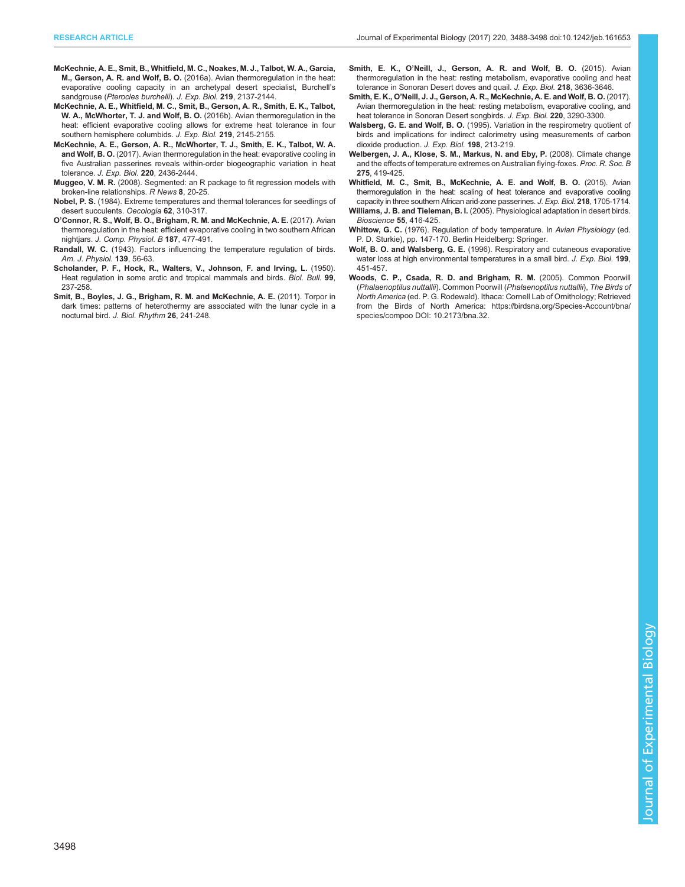**McKechnie, A. E., Smit, B., Whitfield, M. C., Noakes, M. J., Talbot, W. A., Garcia, M., Gerson, A. R. and Wolf, B. O.** (2016a). Avian thermoregulation in the heat: evaporative cooling capacity in an archetypal desert specialist, Burchell's sandgrouse (*Pterocles burchelli*). *J. Exp. Biol.* **219**, 2137-2144.

**McKechnie, A. E., Whitfield, M. C., Smit, B., Gerson, A. R., Smith, E. K., Talbot, W. A., McWhorter, T. J. and Wolf, B. O.** (2016b). Avian thermoregulation in the heat: efficient evaporative cooling allows for extreme heat tolerance in four southern hemisphere columbids. *J. Exp. Biol.* **219**, 2145-2155.

**McKechnie, A. E., Gerson, A. R., McWhorter, T. J., Smith, E. K., Talbot, W. A. and Wolf, B. O.** (2017). Avian thermoregulation in the heat: evaporative cooling in five Australian passerines reveals within-order biogeographic variation in heat tolerance. *J. Exp. Biol.* **220**, 2436-2444.

**Muggeo, V. M. R.** (2008). Segmented: an R package to fit regression models with broken-line relationships. *R News* **8**, 20-25.

**Nobel, P. S.** (1984). Extreme temperatures and thermal tolerances for seedlings of desert succulents. *Oecologia* **62**, 310-317.

**O'Connor, R. S., Wolf, B. O., Brigham, R. M. and McKechnie, A. E.** (2017). Avian thermoregulation in the heat: efficient evaporative cooling in two southern African nightjars. *J. Comp. Physiol. B* **187**, 477-491.

**Randall, W. C.** (1943). Factors influencing the temperature regulation of birds. *Am. J. Physiol.* **139**, 56-63.

**Scholander, P. F., Hock, R., Walters, V., Johnson, F. and Irving, L.** (1950). Heat regulation in some arctic and tropical mammals and birds. *Biol. Bull.* **99**, 237-258.

**Smit, B., Boyles, J. G., Brigham, R. M. and McKechnie, A. E.** (2011). Torpor in dark times: patterns of heterothermy are associated with the lunar cycle in a nocturnal bird. *J. Biol. Rhythm* **26**, 241-248.

**Smith, E. K., O'Neill, J., Gerson, A. R. and Wolf, B. O.** (2015). Avian thermoregulation in the heat: resting metabolism, evaporative cooling and heat tolerance in Sonoran Desert doves and quail. *J. Exp. Biol.* **218**, 3636-3646.

**Smith, E. K., O'Neill, J. J., Gerson, A. R., McKechnie, A. E. and Wolf, B. O.** (2017). Avian thermoregulation in the heat: resting metabolism, evaporative cooling, and heat tolerance in Sonoran Desert songbirds. *J. Exp. Biol.* **220**, 3290-3300.

**Walsberg, G. E. and Wolf, B. O.** (1995). Variation in the respirometry quotient of birds and implications for indirect calorimetry using measurements of carbon dioxide production. *J. Exp. Biol.* **198**, 213-219.

**Welbergen, J. A., Klose, S. M., Markus, N. and Eby, P.** (2008). Climate change and the effects of temperature extremes on Australian flying-foxes. *Proc. R. Soc. B* **275**, 419-425.

**Whitfield, M. C., Smit, B., McKechnie, A. E. and Wolf, B. O.** (2015). Avian thermoregulation in the heat: scaling of heat tolerance and evaporative cooling capacity in three southern African arid-zone passerines. *J. Exp. Biol.* **218**, 1705-1714.

**Williams, J. B. and Tieleman, B. I.** (2005). Physiological adaptation in desert birds. *Bioscience* **55**, 416-425.

**Whittow, G. C.** (1976). Regulation of body temperature. In *Avian Physiology* (ed. P. D. Sturkie), pp. 147-170. Berlin Heidelberg: Springer.

**Wolf, B. O. and Walsberg, G. E.** (1996). Respiratory and cutaneous evaporative water loss at high environmental temperatures in a small bird. *J. Exp. Biol.* **199**, 451-457.

**Woods, C. P., Csada, R. D. and Brigham, R. M.** (2005). Common Poorwill (*Phalaenoptilus nuttallii*). Common Poorwill (*Phalaenoptilus nuttallii*), *The Birds of North America* (ed. P. G. Rodewald). Ithaca: Cornell Lab of Ornithology; Retrieved from the Birds of North America: https://birdsna.org/Species-Account/bna/species/compoo DOI: 10.2173/bna.32.